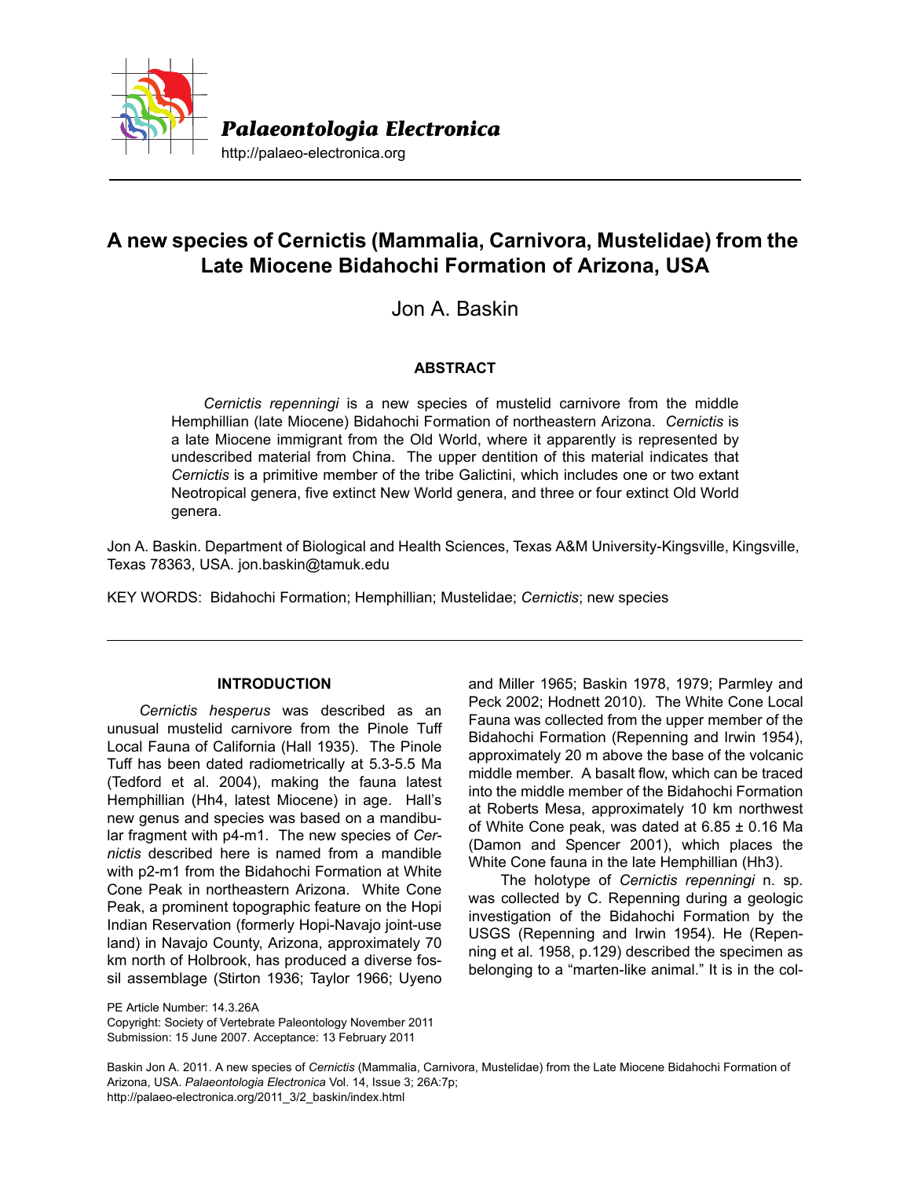# A new species of Cernictis (Mammalia, Carnivora, Mustelidae) from the Late Miocene Bidahochi Formation of Arizona, USA

Jon A. Baskin

## ABSTRACT

*Cernictis repenningi* is a new species of mustelid carnivore from the middle Hemphillian (late Miocene) Bidahochi Formation of northeastern Arizona. *Cernictis* is a late Miocene immigrant from the Old World, where it apparently is represented by undescribed material from China. The upper dentition of this material indicates that *Cernictis* is a primitive member of the tribe Galictini, which includes one or two extant Neotropical genera, five extinct New World genera, and three or four extinct Old World genera.

Jon A. Baskin. Department of Biological and Health Sciences, Texas A&M University-Kingsville, Kingsville, Texas 78363, USA. jon.baskin@tamuk.edu

KEY WORDS: Bidahochi Formation; Hemphillian; Mustelidae; *Cernictis*; new species

PE Article Number: 14.3.26A
Copyright: Society of Vertebrate Paleontology November 2011
Submission: 15 June 2007. Acceptance: 13 February 2011

Baskin Jon A. 2011. A new species of *Cernictis* (Mammalia, Carnivora, Mustelidae) from the Late Miocene Bidahochi Formation of Arizona, USA. *Palaeontologia Electronica* Vol. 14, Issue 3; 26A:7p;
http://palaeo-electronica.org/2011_3/2_baskin/index.html

## INTRODUCTION

*Cernictis hesperus* was described as an unusual mustelid carnivore from the Pinole Tuff Local Fauna of California (Hall 1935). The Pinole Tuff has been dated radiometrically at 5.3-5.5 Ma (Tedford et al. 2004), making the fauna latest Hemphillian (Hh4, latest Miocene) in age. Hall's new genus and species was based on a mandibular fragment with p4-m1. The new species of *Cernictis* described here is named from a mandible with p2-m1 from the Bidahochi Formation at White Cone Peak in northeastern Arizona. White Cone Peak, a prominent topographic feature on the Hopi Indian Reservation (formerly Hopi-Navajo joint-use land) in Navajo County, Arizona, approximately 70 km north of Holbrook, has produced a diverse fossil assemblage (Stirton 1936; Taylor 1966; Uyeno and Miller 1965; Baskin 1978, 1979; Parmley and Peck 2002; Hodnett 2010). The White Cone Local Fauna was collected from the upper member of the Bidahochi Formation (Repenning and Irwin 1954), approximately 20 m above the base of the volcanic middle member. A basalt flow, which can be traced into the middle member of the Bidahochi Formation at Roberts Mesa, approximately 10 km northwest of White Cone peak, was dated at 6.85 ± 0.16 Ma (Damon and Spencer 2001), which places the White Cone fauna in the late Hemphillian (Hh3).

The holotype of *Cernictis repenningi* n. sp. was collected by C. Repenning during a geologic investigation of the Bidahochi Formation by the USGS (Repenning and Irwin 1954). He (Repenning et al. 1958, p.129) described the specimen as belonging to a "marten-like animal." It is in the col-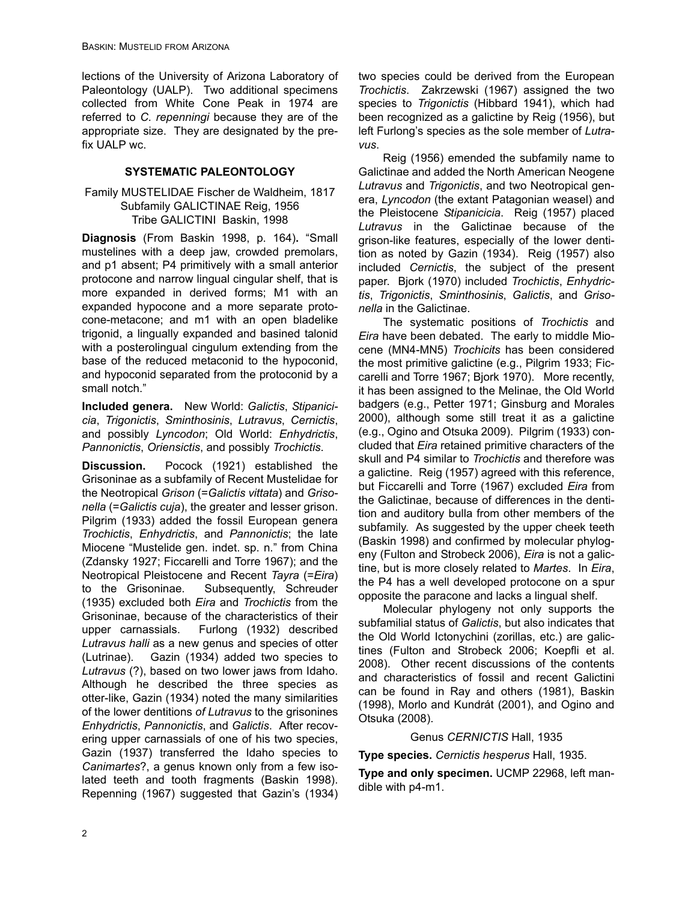lections of the University of Arizona Laboratory of Paleontology (UALP). Two additional specimens collected from White Cone Peak in 1974 are referred to *C. repenningi* because they are of the appropriate size. They are designated by the prefix UALP wc.

## SYSTEMATIC PALEONTOLOGY

Family MUSTELIDAE Fischer de Waldheim, 1817
Subfamily GALICTINAE Reig, 1956
Tribe GALICTINI Baskin, 1998

**Diagnosis** (From Baskin 1998, p. 164)**.** "Small mustelines with a deep jaw, crowded premolars, and p1 absent; P4 primitively with a small anterior protocone and narrow lingual cingular shelf, that is more expanded in derived forms; M1 with an expanded hypocone and a more separate protocone-metacone; and m1 with an open bladelike trigonid, a lingually expanded and basined talonid with a posterolingual cingulum extending from the base of the reduced metaconid to the hypoconid, and hypoconid separated from the protoconid by a small notch."

**Included genera.** New World: *Galictis*, *Stipanicicia*, *Trigonictis*, *Sminthosinis*, *Lutravus*, *Cernictis*, and possibly *Lyncodon*; Old World: *Enhydrictis*, *Pannonictis*, *Oriensictis*, and possibly *Trochictis*.

**Discussion.** Pocock (1921) established the Grisoninae as a subfamily of Recent Mustelidae for the Neotropical *Grison* (=*Galictis vittata*) and *Grisonella* (=*Galictis cuja*), the greater and lesser grison. Pilgrim (1933) added the fossil European genera *Trochictis*, *Enhydrictis*, and *Pannonictis*; the late Miocene "Mustelide gen. indet. sp. n." from China (Zdansky 1927; Ficcarelli and Torre 1967); and the Neotropical Pleistocene and Recent *Tayra* (=*Eira*) to the Grisoninae. Subsequently, Schreuder (1935) excluded both *Eira* and *Trochictis* from the Grisoninae, because of the characteristics of their upper carnassials. Furlong (1932) described *Lutravus halli* as a new genus and species of otter (Lutrinae). Gazin (1934) added two species to *Lutravus* (?), based on two lower jaws from Idaho. Although he described the three species as otter-like, Gazin (1934) noted the many similarities of the lower dentitions *of Lutravus* to the grisonines *Enhydrictis*, *Pannonictis*, and *Galictis*. After recovering upper carnassials of one of his two species, Gazin (1937) transferred the Idaho species to *Canimartes*?, a genus known only from a few isolated teeth and tooth fragments (Baskin 1998). Repenning (1967) suggested that Gazin's (1934) two species could be derived from the European *Trochictis*. Zakrzewski (1967) assigned the two species to *Trigonictis* (Hibbard 1941), which had been recognized as a galictine by Reig (1956), but left Furlong's species as the sole member of *Lutravus*.

Reig (1956) emended the subfamily name to Galictinae and added the North American Neogene *Lutravus* and *Trigonictis*, and two Neotropical genera, *Lyncodon* (the extant Patagonian weasel) and the Pleistocene *Stipanicicia*. Reig (1957) placed *Lutravus* in the Galictinae because of the grison-like features, especially of the lower dentition as noted by Gazin (1934). Reig (1957) also included *Cernictis*, the subject of the present paper. Bjork (1970) included *Trochictis*, *Enhydrictis*, *Trigonictis*, *Sminthosinis*, *Galictis*, and *Grisonella* in the Galictinae.

The systematic positions of *Trochictis* and *Eira* have been debated. The early to middle Miocene (MN4-MN5) *Trochicits* has been considered the most primitive galictine (e.g., Pilgrim 1933; Ficcarelli and Torre 1967; Bjork 1970). More recently, it has been assigned to the Melinae, the Old World badgers (e.g., Petter 1971; Ginsburg and Morales 2000), although some still treat it as a galictine (e.g., Ogino and Otsuka 2009). Pilgrim (1933) concluded that *Eira* retained primitive characters of the skull and P4 similar to *Trochictis* and therefore was a galictine. Reig (1957) agreed with this reference, but Ficcarelli and Torre (1967) excluded *Eira* from the Galictinae, because of differences in the dentition and auditory bulla from other members of the subfamily. As suggested by the upper cheek teeth (Baskin 1998) and confirmed by molecular phylogeny (Fulton and Strobeck 2006), *Eira* is not a galictine, but is more closely related to *Martes*. In *Eira*, the P4 has a well developed protocone on a spur opposite the paracone and lacks a lingual shelf.

Molecular phylogeny not only supports the subfamilial status of *Galictis*, but also indicates that the Old World Ictonychini (zorillas, etc.) are galictines (Fulton and Strobeck 2006; Koepfli et al. 2008). Other recent discussions of the contents and characteristics of fossil and recent Galictini can be found in Ray and others (1981), Baskin (1998), Morlo and Kundrát (2001), and Ogino and Otsuka (2008).

### Genus *CERNICTIS* Hall, 1935

**Type species.** *Cernictis hesperus* Hall, 1935.

**Type and only specimen.** UCMP 22968, left mandible with p4-m1.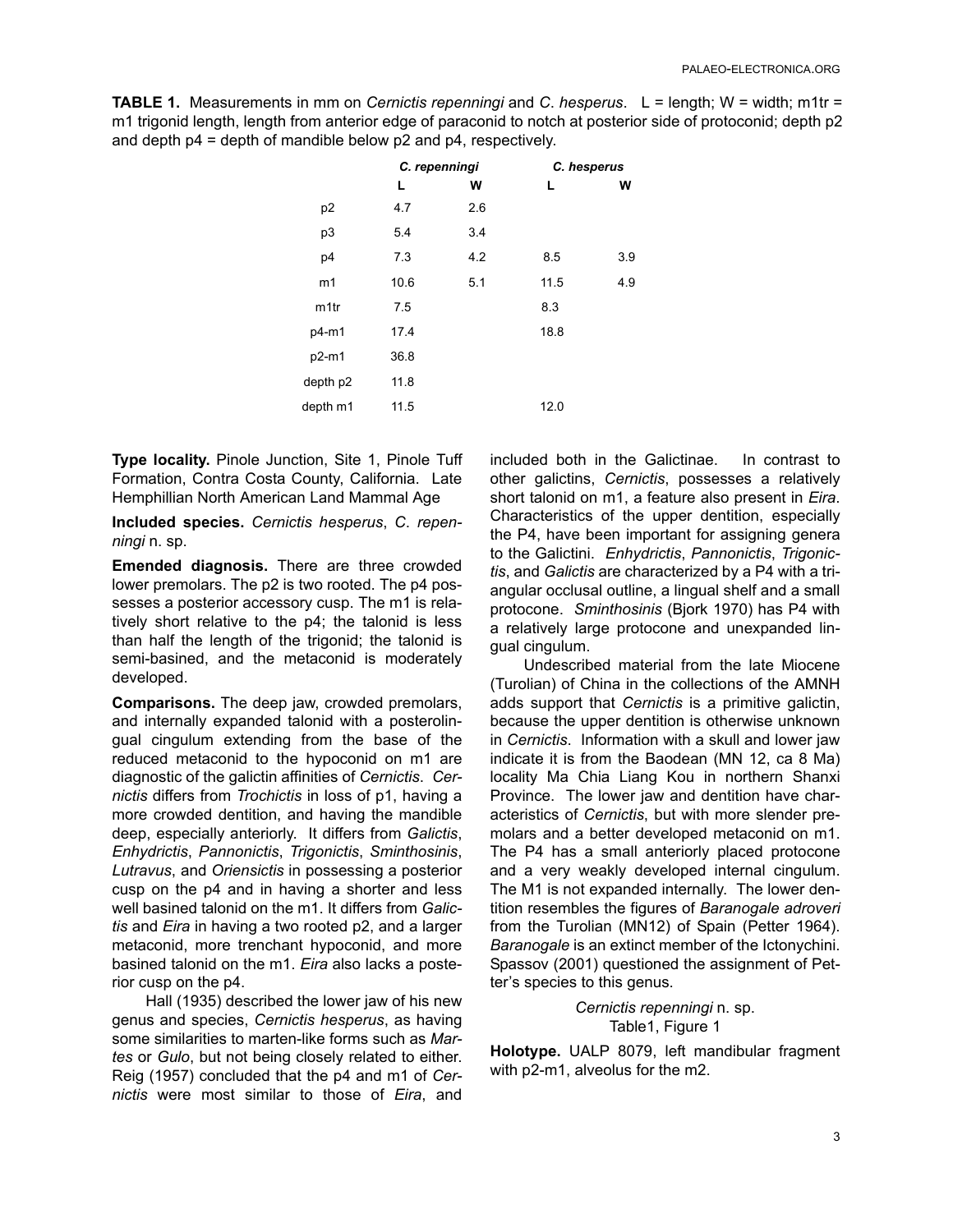**TABLE 1.** Measurements in mm on *Cernictis repenningi* and *C. hesperus*. L = length; W = width; m1tr = m1 trigonid length, length from anterior edge of paraconid to notch at posterior side of protoconid; depth p2 and depth p4 = depth of mandible below p2 and p4, respectively.

| | *C. repenningi* | | *C. hesperus* | |
|---|---|---|---|---|
| | **L** | **W** | **L** | **W** |
| p2 | 4.7 | 2.6 | | |
| p3 | 5.4 | 3.4 | | |
| p4 | 7.3 | 4.2 | 8.5 | 3.9 |
| m1 | 10.6 | 5.1 | 11.5 | 4.9 |
| m1tr | 7.5 | | 8.3 | |
| p4-m1 | 17.4 | | 18.8 | |
| p2-m1 | 36.8 | | | |
| depth p2 | 11.8 | | | |
| depth m1 | 11.5 | | 12.0 | |

**Type locality.** Pinole Junction, Site 1, Pinole Tuff Formation, Contra Costa County, California. Late Hemphillian North American Land Mammal Age

**Included species.** *Cernictis hesperus*, *C. repenningi* n. sp.

**Emended diagnosis.** There are three crowded lower premolars. The p2 is two rooted. The p4 possesses a posterior accessory cusp. The m1 is relatively short relative to the p4; the talonid is less than half the length of the trigonid; the talonid is semi-basined, and the metaconid is moderately developed.

**Comparisons.** The deep jaw, crowded premolars, and internally expanded talonid with a posterolingual cingulum extending from the base of the reduced metaconid to the hypoconid on m1 are diagnostic of the galictin affinities of *Cernictis*. *Cernictis* differs from *Trochictis* in loss of p1, having a more crowded dentition, and having the mandible deep, especially anteriorly. It differs from *Galictis*, *Enhydrictis*, *Pannonictis*, *Trigonictis*, *Sminthosinis*, *Lutravus*, and *Oriensictis* in possessing a posterior cusp on the p4 and in having a shorter and less well basined talonid on the m1. It differs from *Galictis* and *Eira* in having a two rooted p2, and a larger metaconid, more trenchant hypoconid, and more basined talonid on the m1. *Eira* also lacks a posterior cusp on the p4.

Hall (1935) described the lower jaw of his new genus and species, *Cernictis hesperus*, as having some similarities to marten-like forms such as *Martes* or *Gulo*, but not being closely related to either. Reig (1957) concluded that the p4 and m1 of *Cernictis* were most similar to those of *Eira*, and included both in the Galictinae. In contrast to other galictins, *Cernictis*, possesses a relatively short talonid on m1, a feature also present in *Eira*. Characteristics of the upper dentition, especially the P4, have been important for assigning genera to the Galictini. *Enhydrictis*, *Pannonictis*, *Trigonictis*, and *Galictis* are characterized by a P4 with a triangular occlusal outline, a lingual shelf and a small protocone. *Sminthosinis* (Bjork 1970) has P4 with a relatively large protocone and unexpanded lingual cingulum.

Undescribed material from the late Miocene (Turolian) of China in the collections of the AMNH adds support that *Cernictis* is a primitive galictin, because the upper dentition is otherwise unknown in *Cernictis*. Information with a skull and lower jaw indicate it is from the Baodean (MN 12, ca 8 Ma) locality Ma Chia Liang Kou in northern Shanxi Province. The lower jaw and dentition have characteristics of *Cernictis*, but with more slender premolars and a better developed metaconid on m1. The P4 has a small anteriorly placed protocone and a very weakly developed internal cingulum. The M1 is not expanded internally. The lower dentition resembles the figures of *Baranogale adroveri* from the Turolian (MN12) of Spain (Petter 1964). *Baranogale* is an extinct member of the Ictonychini. Spassov (2001) questioned the assignment of Petter's species to this genus.

*Cernictis repenningi* n. sp.
Table1, Figure 1

**Holotype.** UALP 8079, left mandibular fragment with p2-m1, alveolus for the m2.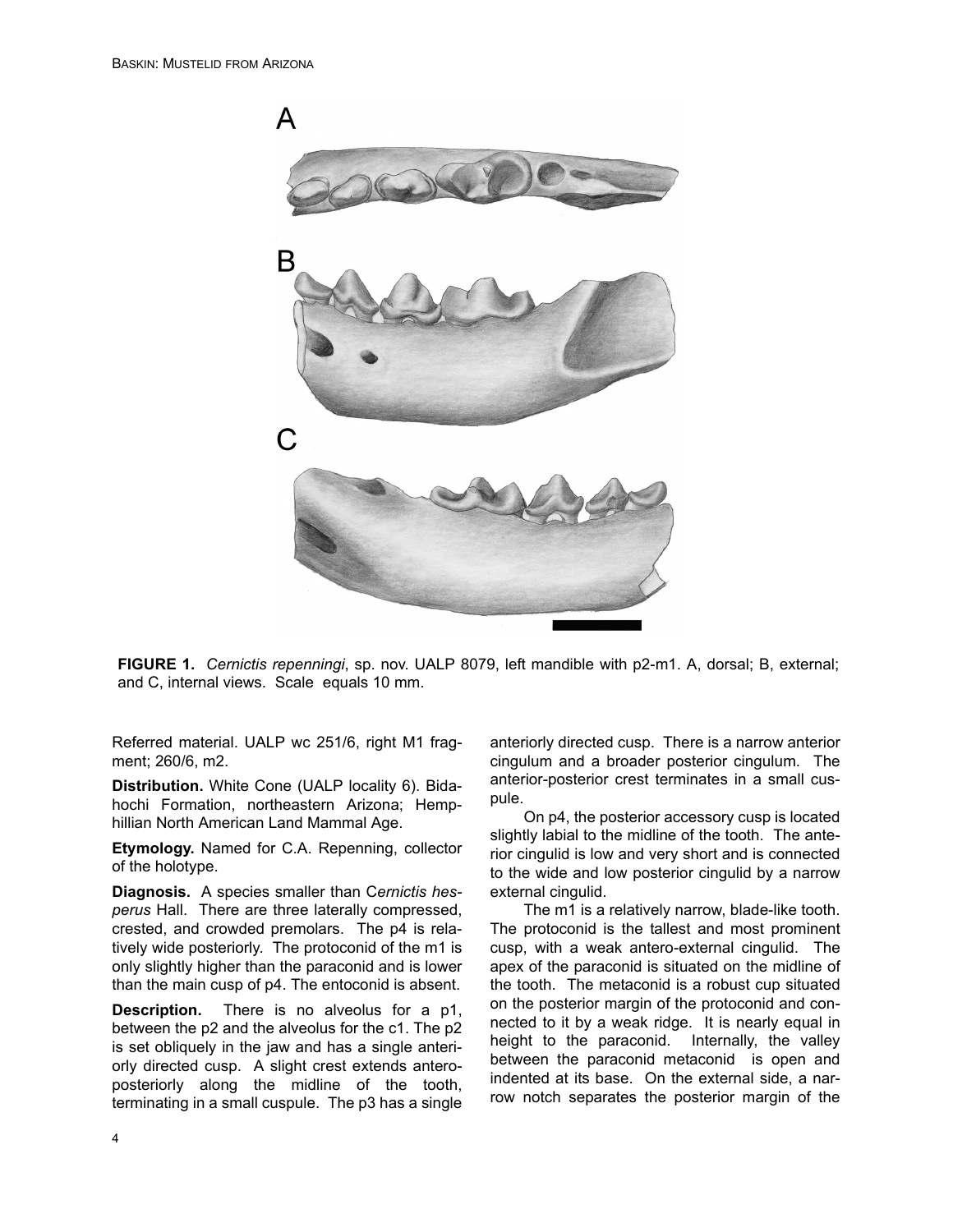**FIGURE 1.** *Cernictis repenningi*, sp. nov. UALP 8079, left mandible with p2-m1. A, dorsal; B, external; and C, internal views. Scale equals 10 mm.

Referred material. UALP wc 251/6, right M1 fragment; 260/6, m2.

**Distribution.** White Cone (UALP locality 6). Bidahochi Formation, northeastern Arizona; Hemphillian North American Land Mammal Age.

**Etymology.** Named for C.A. Repenning, collector of the holotype.

**Diagnosis.** A species smaller than C*ernictis hesperus* Hall. There are three laterally compressed, crested, and crowded premolars. The p4 is relatively wide posteriorly. The protoconid of the m1 is only slightly higher than the paraconid and is lower than the main cusp of p4. The entoconid is absent.

**Description.** There is no alveolus for a p1, between the p2 and the alveolus for the c1. The p2 is set obliquely in the jaw and has a single anteriorly directed cusp. A slight crest extends anteroposteriorly along the midline of the tooth, terminating in a small cuspule. The p3 has a single anteriorly directed cusp. There is a narrow anterior cingulum and a broader posterior cingulum. The anterior-posterior crest terminates in a small cuspule.

On p4, the posterior accessory cusp is located slightly labial to the midline of the tooth. The anterior cingulid is low and very short and is connected to the wide and low posterior cingulid by a narrow external cingulid.

The m1 is a relatively narrow, blade-like tooth. The protoconid is the tallest and most prominent cusp, with a weak antero-external cingulid. The apex of the paraconid is situated on the midline of the tooth. The metaconid is a robust cup situated on the posterior margin of the protoconid and connected to it by a weak ridge. It is nearly equal in height to the paraconid. Internally, the valley between the paraconid metaconid is open and indented at its base. On the external side, a narrow notch separates the posterior margin of the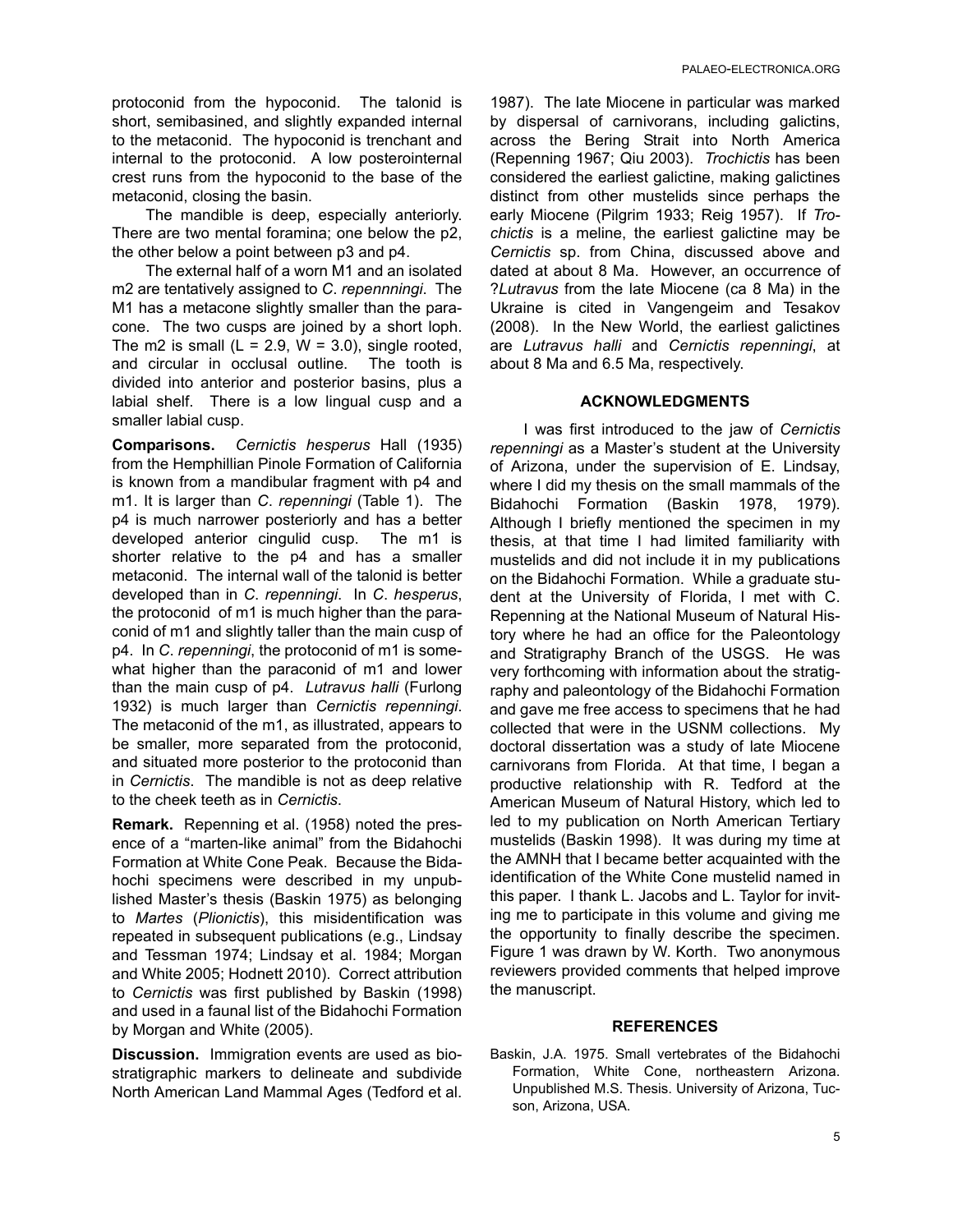protoconid from the hypoconid. The talonid is short, semibasined, and slightly expanded internal to the metaconid. The hypoconid is trenchant and internal to the protoconid. A low posterointernal crest runs from the hypoconid to the base of the metaconid, closing the basin.

The mandible is deep, especially anteriorly. There are two mental foramina; one below the p2, the other below a point between p3 and p4.

The external half of a worn M1 and an isolated m2 are tentatively assigned to *C. repennningi*. The M1 has a metacone slightly smaller than the paracone. The two cusps are joined by a short loph. The m2 is small (L = 2.9, W = 3.0), single rooted, and circular in occlusal outline. The tooth is divided into anterior and posterior basins, plus a labial shelf. There is a low lingual cusp and a smaller labial cusp.

**Comparisons.** *Cernictis hesperus* Hall (1935) from the Hemphillian Pinole Formation of California is known from a mandibular fragment with p4 and m1. It is larger than *C. repenningi* (Table 1). The p4 is much narrower posteriorly and has a better developed anterior cingulid cusp. The m1 is shorter relative to the p4 and has a smaller metaconid. The internal wall of the talonid is better developed than in *C. repenningi*. In *C. hesperus*, the protoconid of m1 is much higher than the paraconid of m1 and slightly taller than the main cusp of p4. In *C. repenningi*, the protoconid of m1 is somewhat higher than the paraconid of m1 and lower than the main cusp of p4. *Lutravus halli* (Furlong 1932) is much larger than *Cernictis repenningi*. The metaconid of the m1, as illustrated, appears to be smaller, more separated from the protoconid, and situated more posterior to the protoconid than in *Cernictis*. The mandible is not as deep relative to the cheek teeth as in *Cernictis*.

**Remark.** Repenning et al. (1958) noted the presence of a "marten-like animal" from the Bidahochi Formation at White Cone Peak. Because the Bidahochi specimens were described in my unpublished Master's thesis (Baskin 1975) as belonging to *Martes* (*Plionictis*), this misidentification was repeated in subsequent publications (e.g., Lindsay and Tessman 1974; Lindsay et al. 1984; Morgan and White 2005; Hodnett 2010). Correct attribution to *Cernictis* was first published by Baskin (1998) and used in a faunal list of the Bidahochi Formation by Morgan and White (2005).

**Discussion.** Immigration events are used as biostratigraphic markers to delineate and subdivide North American Land Mammal Ages (Tedford et al. 1987). The late Miocene in particular was marked by dispersal of carnivorans, including galictins, across the Bering Strait into North America (Repenning 1967; Qiu 2003). *Trochictis* has been considered the earliest galictine, making galictines distinct from other mustelids since perhaps the early Miocene (Pilgrim 1933; Reig 1957). If *Trochictis* is a meline, the earliest galictine may be *Cernictis* sp. from China, discussed above and dated at about 8 Ma. However, an occurrence of ?*Lutravus* from the late Miocene (ca 8 Ma) in the Ukraine is cited in Vangengeim and Tesakov (2008). In the New World, the earliest galictines are *Lutravus halli* and *Cernictis repenningi*, at about 8 Ma and 6.5 Ma, respectively.

## ACKNOWLEDGMENTS

I was first introduced to the jaw of *Cernictis repenningi* as a Master's student at the University of Arizona, under the supervision of E. Lindsay, where I did my thesis on the small mammals of the Bidahochi Formation (Baskin 1978, 1979). Although I briefly mentioned the specimen in my thesis, at that time I had limited familiarity with mustelids and did not include it in my publications on the Bidahochi Formation. While a graduate student at the University of Florida, I met with C. Repenning at the National Museum of Natural History where he had an office for the Paleontology and Stratigraphy Branch of the USGS. He was very forthcoming with information about the stratigraphy and paleontology of the Bidahochi Formation and gave me free access to specimens that he had collected that were in the USNM collections. My doctoral dissertation was a study of late Miocene carnivorans from Florida. At that time, I began a productive relationship with R. Tedford at the American Museum of Natural History, which led to led to my publication on North American Tertiary mustelids (Baskin 1998). It was during my time at the AMNH that I became better acquainted with the identification of the White Cone mustelid named in this paper. I thank L. Jacobs and L. Taylor for inviting me to participate in this volume and giving me the opportunity to finally describe the specimen. Figure 1 was drawn by W. Korth. Two anonymous reviewers provided comments that helped improve the manuscript.

## REFERENCES

Baskin, J.A. 1975. Small vertebrates of the Bidahochi Formation, White Cone, northeastern Arizona. Unpublished M.S. Thesis. University of Arizona, Tucson, Arizona, USA.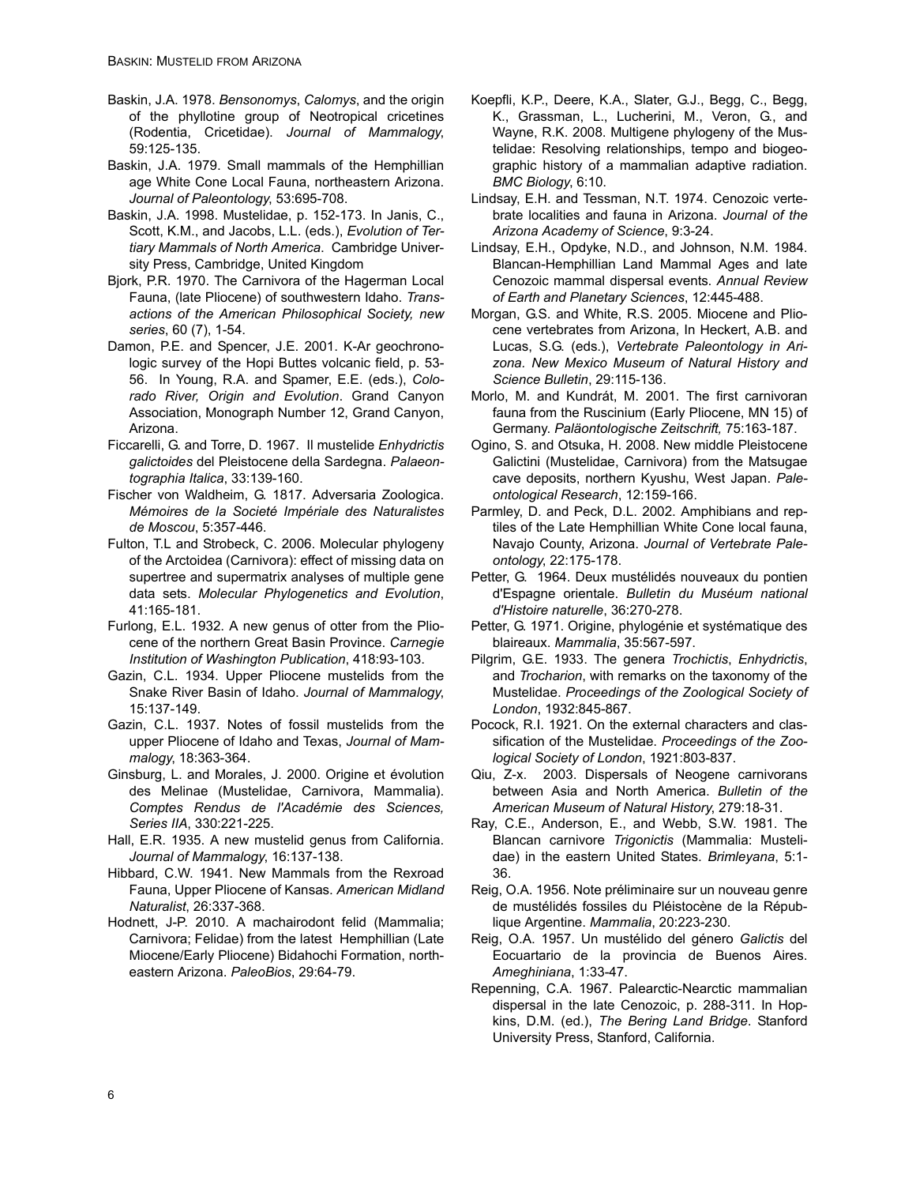Baskin, J.A. 1978. *Bensonomys*, *Calomys*, and the origin of the phyllotine group of Neotropical cricetines (Rodentia, Cricetidae). *Journal of Mammalogy*, 59:125-135.

Baskin, J.A. 1979. Small mammals of the Hemphillian age White Cone Local Fauna, northeastern Arizona. *Journal of Paleontology*, 53:695-708.

Baskin, J.A. 1998. Mustelidae, p. 152-173. In Janis, C., Scott, K.M., and Jacobs, L.L. (eds.), *Evolution of Tertiary Mammals of North America*. Cambridge University Press, Cambridge, United Kingdom

Bjork, P.R. 1970. The Carnivora of the Hagerman Local Fauna, (late Pliocene) of southwestern Idaho. *Transactions of the American Philosophical Society, new series*, 60 (7), 1-54.

Damon, P.E. and Spencer, J.E. 2001. K-Ar geochronologic survey of the Hopi Buttes volcanic field, p. 53-56. In Young, R.A. and Spamer, E.E. (eds.), *Colorado River, Origin and Evolution*. Grand Canyon Association, Monograph Number 12, Grand Canyon, Arizona.

Ficcarelli, G. and Torre, D. 1967. Il mustelide *Enhydrictis galictoides* del Pleistocene della Sardegna. *Palaeontographia Italica*, 33:139-160.

Fischer von Waldheim, G. 1817. Adversaria Zoologica. *Mémoires de la Societé Impériale des Naturalistes de Moscou*, 5:357-446.

Fulton, T.L and Strobeck, C. 2006. Molecular phylogeny of the Arctoidea (Carnivora): effect of missing data on supertree and supermatrix analyses of multiple gene data sets. *Molecular Phylogenetics and Evolution*, 41:165-181.

Furlong, E.L. 1932. A new genus of otter from the Pliocene of the northern Great Basin Province. *Carnegie Institution of Washington Publication*, 418:93-103.

Gazin, C.L. 1934. Upper Pliocene mustelids from the Snake River Basin of Idaho. *Journal of Mammalogy*, 15:137-149.

Gazin, C.L. 1937. Notes of fossil mustelids from the upper Pliocene of Idaho and Texas, *Journal of Mammalogy*, 18:363-364.

Ginsburg, L. and Morales, J. 2000. Origine et évolution des Melinae (Mustelidae, Carnivora, Mammalia). *Comptes Rendus de l'Académie des Sciences, Series IIA*, 330:221-225.

Hall, E.R. 1935. A new mustelid genus from California. *Journal of Mammalogy*, 16:137-138.

Hibbard, C.W. 1941. New Mammals from the Rexroad Fauna, Upper Pliocene of Kansas. *American Midland Naturalist*, 26:337-368.

Hodnett, J-P. 2010. A machairodont felid (Mammalia; Carnivora; Felidae) from the latest Hemphillian (Late Miocene/Early Pliocene) Bidahochi Formation, northeastern Arizona. *PaleoBios*, 29:64-79.

Koepfli, K.P., Deere, K.A., Slater, G.J., Begg, C., Begg, K., Grassman, L., Lucherini, M., Veron, G., and Wayne, R.K. 2008. Multigene phylogeny of the Mustelidae: Resolving relationships, tempo and biogeographic history of a mammalian adaptive radiation. *BMC Biology*, 6:10.

Lindsay, E.H. and Tessman, N.T. 1974. Cenozoic vertebrate localities and fauna in Arizona. *Journal of the Arizona Academy of Science*, 9:3-24.

Lindsay, E.H., Opdyke, N.D., and Johnson, N.M. 1984. Blancan-Hemphillian Land Mammal Ages and late Cenozoic mammal dispersal events. *Annual Review of Earth and Planetary Sciences*, 12:445-488.

Morgan, G.S. and White, R.S. 2005. Miocene and Pliocene vertebrates from Arizona, In Heckert, A.B. and Lucas, S.G. (eds.), *Vertebrate Paleontology in Arizona. New Mexico Museum of Natural History and Science Bulletin*, 29:115-136.

Morlo, M. and Kundrát, M. 2001. The first carnivoran fauna from the Ruscinium (Early Pliocene, MN 15) of Germany. *Paläontologische Zeitschrift,* 75:163-187.

Ogino, S. and Otsuka, H. 2008. New middle Pleistocene Galictini (Mustelidae, Carnivora) from the Matsugae cave deposits, northern Kyushu, West Japan. *Paleontological Research*, 12:159-166.

Parmley, D. and Peck, D.L. 2002. Amphibians and reptiles of the Late Hemphillian White Cone local fauna, Navajo County, Arizona. *Journal of Vertebrate Paleontology*, 22:175-178.

Petter, G. 1964. Deux mustélidés nouveaux du pontien d'Espagne orientale. *Bulletin du Muséum national d'Histoire naturelle*, 36:270-278.

Petter, G. 1971. Origine, phylogénie et systématique des blaireaux. *Mammalia*, 35:567-597.

Pilgrim, G.E. 1933. The genera *Trochictis*, *Enhydrictis*, and *Trocharion*, with remarks on the taxonomy of the Mustelidae. *Proceedings of the Zoological Society of London*, 1932:845-867.

Pocock, R.I. 1921. On the external characters and classification of the Mustelidae. *Proceedings of the Zoological Society of London*, 1921:803-837.

Qiu, Z-x. 2003. Dispersals of Neogene carnivorans between Asia and North America. *Bulletin of the American Museum of Natural History*, 279:18-31.

Ray, C.E., Anderson, E., and Webb, S.W. 1981. The Blancan carnivore *Trigonictis* (Mammalia: Mustelidae) in the eastern United States. *Brimleyana*, 5:1-36.

Reig, O.A. 1956. Note préliminaire sur un nouveau genre de mustélidés fossiles du Pléistocène de la République Argentine. *Mammalia*, 20:223-230.

Reig, O.A. 1957. Un mustélido del género *Galictis* del Eocuartario de la provincia de Buenos Aires. *Ameghiniana*, 1:33-47.

Repenning, C.A. 1967. Palearctic-Nearctic mammalian dispersal in the late Cenozoic, p. 288-311. In Hopkins, D.M. (ed.), *The Bering Land Bridge*. Stanford University Press, Stanford, California.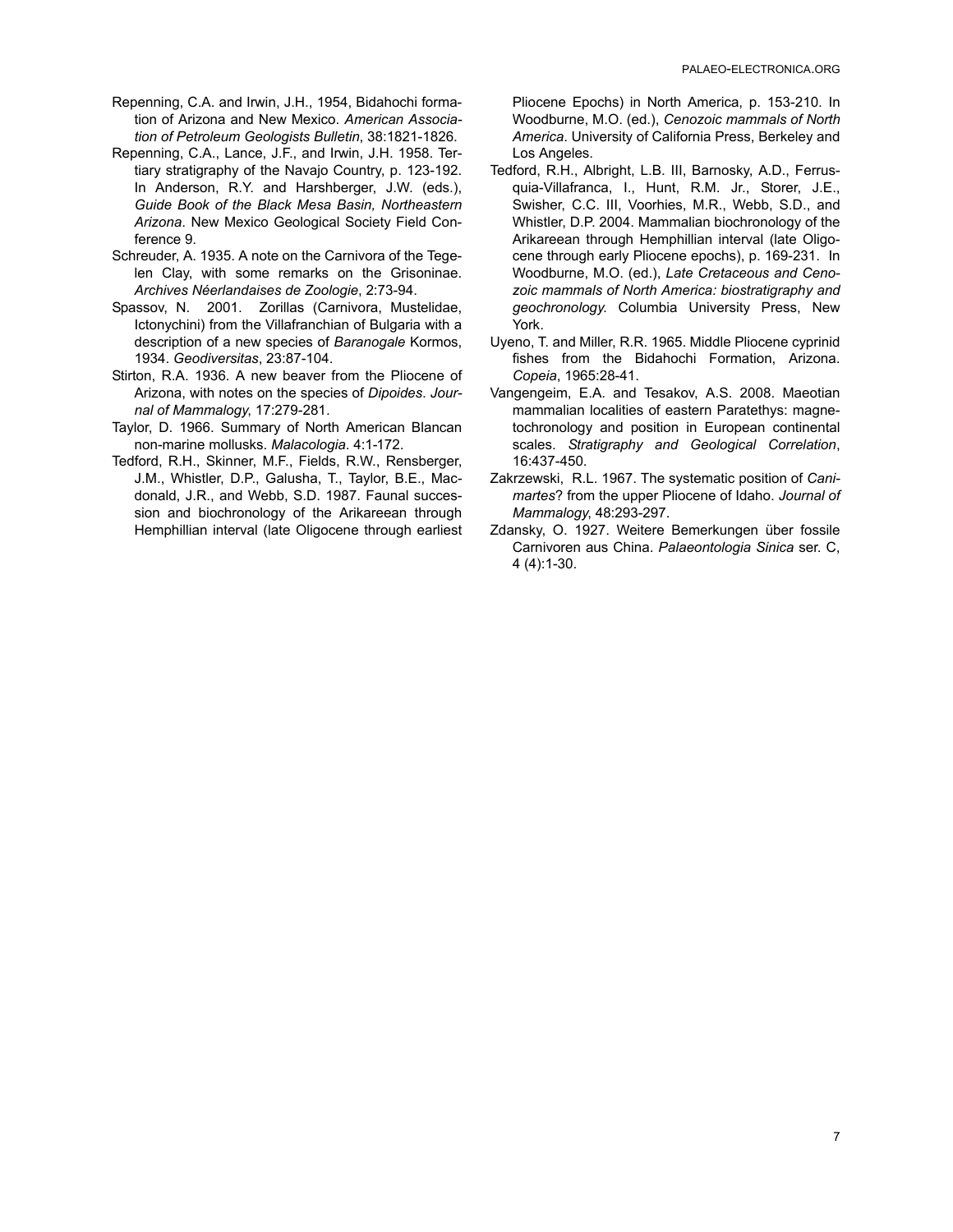Repenning, C.A. and Irwin, J.H., 1954, Bidahochi formation of Arizona and New Mexico. *American Association of Petroleum Geologists Bulletin*, 38:1821-1826.

Repenning, C.A., Lance, J.F., and Irwin, J.H. 1958. Tertiary stratigraphy of the Navajo Country, p. 123-192. In Anderson, R.Y. and Harshberger, J.W. (eds.), *Guide Book of the Black Mesa Basin, Northeastern Arizona*. New Mexico Geological Society Field Conference 9.

Schreuder, A. 1935. A note on the Carnivora of the Tegelen Clay, with some remarks on the Grisoninae. *Archives Néerlandaises de Zoologie*, 2:73-94.

Spassov, N. 2001. Zorillas (Carnivora, Mustelidae, Ictonychini) from the Villafranchian of Bulgaria with a description of a new species of *Baranogale* Kormos, 1934. *Geodiversitas*, 23:87-104.

Stirton, R.A. 1936. A new beaver from the Pliocene of Arizona, with notes on the species of *Dipoides*. *Journal of Mammalogy*, 17:279-281.

Taylor, D. 1966. Summary of North American Blancan non-marine mollusks. *Malacologia*. 4:1-172.

Tedford, R.H., Skinner, M.F., Fields, R.W., Rensberger, J.M., Whistler, D.P., Galusha, T., Taylor, B.E., Macdonald, J.R., and Webb, S.D. 1987. Faunal succession and biochronology of the Arikareean through Hemphillian interval (late Oligocene through earliest Pliocene Epochs) in North America, p. 153-210. In Woodburne, M.O. (ed.), *Cenozoic mammals of North America*. University of California Press, Berkeley and Los Angeles.

Tedford, R.H., Albright, L.B. III, Barnosky, A.D., Ferrusquia-Villafranca, I., Hunt, R.M. Jr., Storer, J.E., Swisher, C.C. III, Voorhies, M.R., Webb, S.D., and Whistler, D.P. 2004. Mammalian biochronology of the Arikareean through Hemphillian interval (late Oligocene through early Pliocene epochs), p. 169-231. In Woodburne, M.O. (ed.), *Late Cretaceous and Cenozoic mammals of North America: biostratigraphy and geochronology*. Columbia University Press, New York.

Uyeno, T. and Miller, R.R. 1965. Middle Pliocene cyprinid fishes from the Bidahochi Formation, Arizona. *Copeia*, 1965:28-41.

Vangengeim, E.A. and Tesakov, A.S. 2008. Maeotian mammalian localities of eastern Paratethys: magnetochronology and position in European continental scales. *Stratigraphy and Geological Correlation*, 16:437-450.

Zakrzewski, R.L. 1967. The systematic position of *Canimartes*? from the upper Pliocene of Idaho. *Journal of Mammalogy*, 48:293-297.

Zdansky, O. 1927. Weitere Bemerkungen über fossile Carnivoren aus China. *Palaeontologia Sinica* ser. C, 4 (4):1-30.